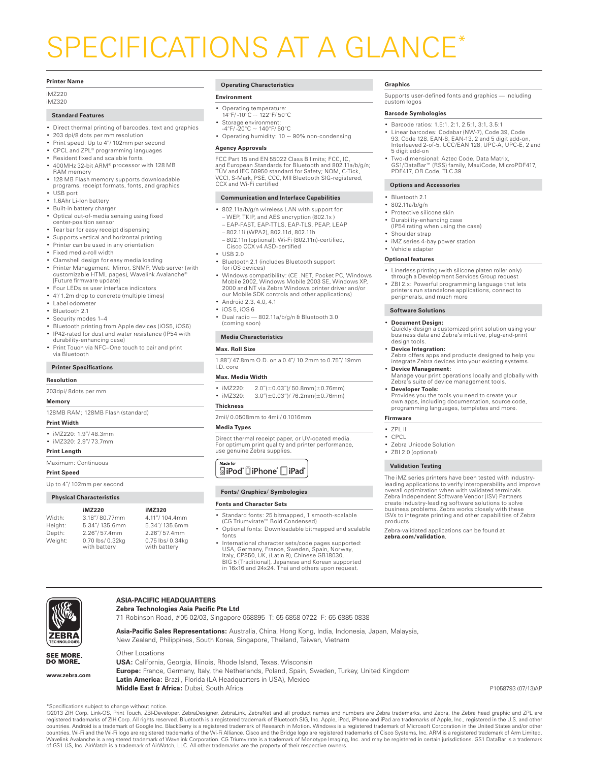# SPECIFICATIONS AT A GLANCE*

**Printer Name**

iMZ220
iMZ320

## Standard Features

- Direct thermal printing of barcodes, text and graphics
- 203 dpi/8 dots per mm resolution
- Print speed: Up to 4"/ 102mm per second
- CPCL and ZPL® programming languages
- Resident fixed and scalable fonts
- 400MHz 32-bit ARM® processor with 128 MB RAM memory
- 128 MB Flash memory supports downloadable programs, receipt formats, fonts, and graphics
- USB port
- 1.6Ahr Li-Ion battery
- Built-in battery charger
- Optical out-of-media sensing using fixed center-position sensor
- Tear bar for easy receipt dispensing
- Supports vertical and horizontal printing
- Printer can be used in any orientation
- Fixed media-roll width
- Clamshell design for easy media loading
- Printer Management: Mirror, SNMP, Web server (with customizable HTML pages), Wavelink Avalanche® [Future firmware update]
- Four LEDs as user interface indicators
- 4'/ 1.2m drop to concrete (multiple times)
- Label odometer
- Bluetooth 2.1
- Security modes 1–4
- Bluetooth printing from Apple devices (iOS5, iOS6)
- IP42-rated for dust and water resistance (IP54 with durability-enhancing case)
- Print Touch via NFC–One touch to pair and print via Bluetooth

## Printer Specifications

**Resolution**

203dpi/ 8dots per mm

**Memory**

128MB RAM; 128MB Flash (standard)

**Print Width**

- iMZ220: 1.9"/ 48.3mm
- iMZ320: 2.9"/ 73.7mm

**Print Length**

Maximum: Continuous

**Print Speed**

Up to 4"/ 102mm per second

## Physical Characteristics

| | iMZ220 | iMZ320 |
|---|---|---|
| Width: | 3.18"/ 80.77mm | 4.11"/ 104.4mm |
| Height: | 5.34"/ 135.6mm | 5.34"/ 135.6mm |
| Depth: | 2.26"/ 57.4mm | 2.26"/ 57.4mm |
| Weight: | 0.70 lbs/ 0.32kg with battery | 0.75 lbs/ 0.34kg with battery |

## Operating Characteristics

**Environment**

- Operating temperature: 14°F/ -10°C — 122°F/ 50°C
- Storage environment: -4°F/ -20°C — 140°F/ 60°C
- Operating humidity: 10 — 90% non-condensing

**Agency Approvals**

FCC Part 15 and EN 55022 Class B limits; FCC, IC, and European Standards for Bluetooth and 802.11a/b/g/n; TUV and IEC 60950 standard for Safety; NOM, C-Tick, VCCI, S-Mark, PSE, CCC, MII Bluetooth SIG-registered, CCX and Wi-Fi certified

## Communication and Interface Capabilities

- 802.11a/b/g/n wireless LAN with support for:
  - WEP, TKIP, and AES encryption (802.1x )
  - EAP-FAST, EAP-TTLS, EAP-TLS, PEAP, LEAP
  - 802.11i (WPA2), 802.11d, 802.11h
  - 802.11n (optional): Wi-Fi (802.11n)-certified, Cisco CCX v4 ASD-certified
- USB 2.0
- Bluetooth 2.1 (includes Bluetooth support for iOS devices)
- Windows compatibility: (CE .NET, Pocket PC, Windows Mobile 2002, Windows Mobile 2003 SE, Windows XP, 2000 and NT via Zebra Windows printer driver and/or our Mobile SDK controls and other applications)
- Android 2.3, 4.0, 4.1
- iOS 5, iOS 6
- Dual radio — 802.11a/b/g/n & Bluetooth 3.0 (coming soon)

## Media Characteristics

**Max. Roll Size**

1.88"/ 47.8mm O.D. on a 0.4"/ 10.2mm to 0.75"/ 19mm I.D. core

**Max. Media Width**

- iMZ220: 2.0"(±0.03")/ 50.8mm(±0.76mm)
- iMZ320: 3.0"(±0.03")/ 76.2mm(±0.76mm)

**Thickness**

2mil/ 0.0508mm to 4mil/ 0.1016mm

**Media Types**

Direct thermal receipt paper, or UV-coated media. For optimum print quality and printer performance, use genuine Zebra supplies.

Made for iPod iPhone iPad

## Fonts/ Graphics/ Symbologies

**Fonts and Character Sets**

- Standard fonts: 25 bitmapped, 1 smooth-scalable (CG Triumvirate™ Bold Condensed)
- Optional fonts: Downloadable bitmapped and scalable fonts
- International character sets/code pages supported: USA, Germany, France, Sweden, Spain, Norway, Italy, CP850, UK, (Latin 9), Chinese GB18030, BIG 5 (Traditional), Japanese and Korean supported in 16x16 and 24x24. Thai and others upon request.

**Graphics**

Supports user-defined fonts and graphics — including custom logos

**Barcode Symbologies**

- Barcode ratios: 1.5:1, 2:1, 2.5:1, 3:1, 3.5:1
- Linear barcodes: Codabar (NW-7), Code 39, Code 93, Code 128, EAN-8, EAN-13, 2 and 5 digit add-on, Interleaved 2-of-5, UCC/EAN 128, UPC-A, UPC-E, 2 and 5 digit add-on
- Two-dimensional: Aztec Code, Data Matrix, GS1/DataBar™ (RSS) family, MaxiCode, MicroPDF417, PDF417, QR Code, TLC 39

## Options and Accessories

- Bluetooth 2.1
- 802.11a/b/g/n
- Protective silicone skin
- Durability-enhancing case (IP54 rating when using the case)
- Shoulder strap
- iMZ series 4-bay power station
- Vehicle adapter

**Optional features**

- Linerless printing (with silicone platen roller only) through a Development Services Group request
- ZBI 2.x: Powerful programming language that lets printers run standalone applications, connect to peripherals, and much more

## Software Solutions

- **Document Design:** Quickly design a customized print solution using your business data and Zebra's intuitive, plug-and-print design tools.
- **Device Integration:** Zebra offers apps and products designed to help you integrate Zebra devices into your existing systems.
- **Device Management:** Manage your print operations locally and globally with Zebra's suite of device management tools.
- **Developer Tools:** Provides you the tools you need to create your own apps, including documentation, source code, programming languages, templates and more.

**Firmware**

- ZPL II
- CPCL
- Zebra Unicode Solution
- ZBI 2.0 (optional)

## Validation Testing

The iMZ series printers have been tested with industry-leading applications to verify interoperability and improve overall optimization when with validated terminals. Zebra Independent Software Vendor (ISV) Partners create industry-leading software solutions to solve business problems. Zebra works closely with these ISVs to integrate printing and other capabilities of Zebra products.

Zebra-validated applications can be found at **zebra.com/validation**.

---

ZEBRA TECHNOLOGIES

SEE MORE. DO MORE.

www.zebra.com

**ASIA-PACIFIC HEADQUARTERS**
**Zebra Technologies Asia Pacific Pte Ltd**
71 Robinson Road, #05-02/03, Singapore 068895 T: 65 6858 0722 F: 65 6885 0838

**Asia-Pacific Sales Representations:** Australia, China, Hong Kong, India, Indonesia, Japan, Malaysia, New Zealand, Philippines, South Korea, Singapore, Thailand, Taiwan, Vietnam

Other Locations
**USA:** California, Georgia, Illinois, Rhode Island, Texas, Wisconsin
**Europe:** France, Germany, Italy, the Netherlands, Poland, Spain, Sweden, Turkey, United Kingdom
**Latin America:** Brazil, Florida (LA Headquarters in USA), Mexico
**Middle East & Africa:** Dubai, South Africa

P1058793 (07/13)AP

*Specifications subject to change without notice.
©2013 ZIH Corp. Link-OS, Print Touch, ZBI-Developer, ZebraDesigner, ZebraLink, ZebraNet and all product names and numbers are Zebra trademarks, and Zebra, the Zebra head graphic and ZPL are registered trademarks of ZIH Corp. All rights reserved. Bluetooth is a registered trademark of Bluetooth SIG, Inc. Apple, iPod, iPhone and iPad are trademarks of Apple, Inc., registered in the U.S. and other countries. Android is a trademark of Google Inc. BlackBerry is a registered trademark of Research in Motion. Windows is a registered trademark of Microsoft Corporation in the United States and/or other countries. Wi-Fi and the Wi-Fi logo are registered trademarks of the Wi-Fi Alliance. Cisco and the Bridge logo are registered trademarks of Cisco Systems, Inc. ARM is a registered trademark of Arm Limited. Wavelink Avalanche is a registered trademark of Wavelink Corporation. CG Triumvirate is a trademark of Monotype Imaging, Inc. and may be registered in certain jurisdictions. GS1 DataBar is a trademark of GS1 US, Inc. AirWatch is a trademark of AirWatch, LLC. All other trademarks are the property of their respective owners.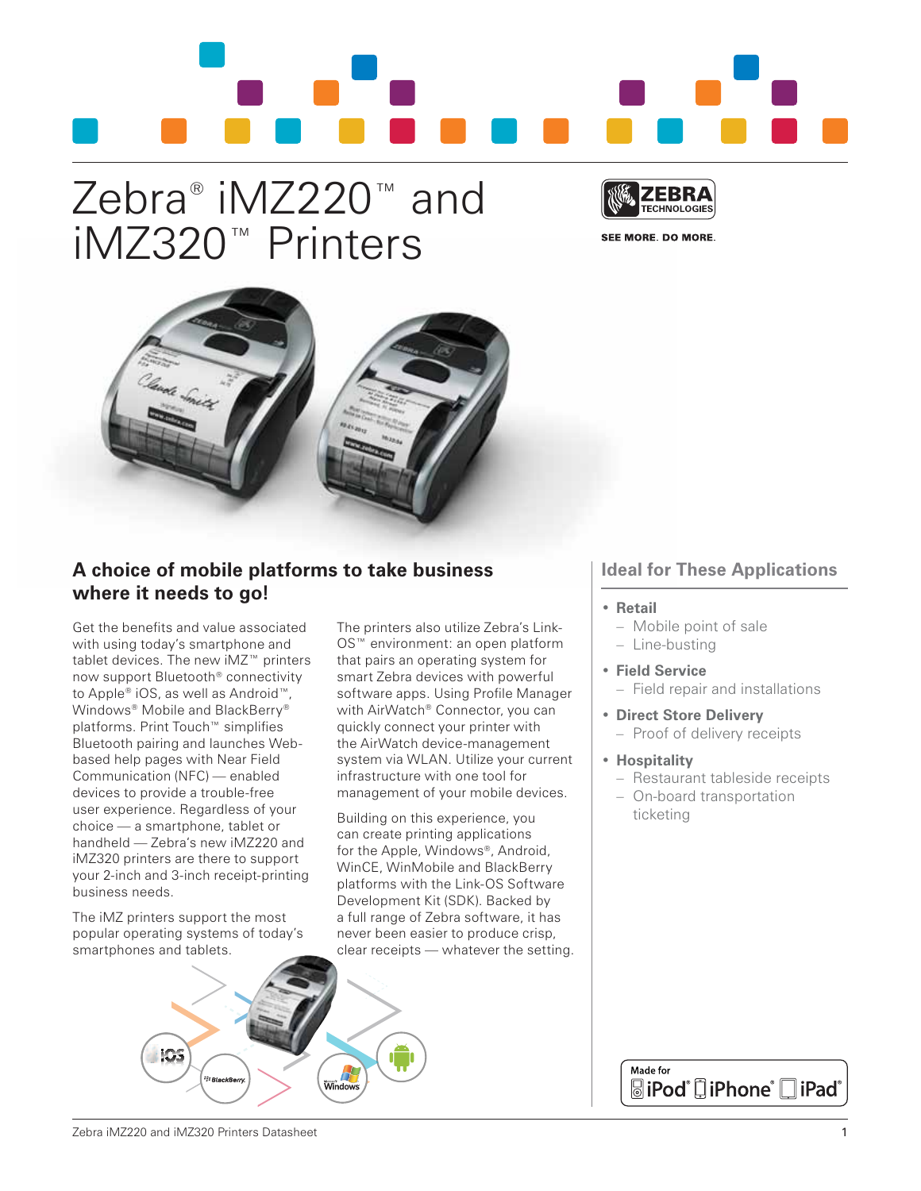# Zebra® iMZ220™ and iMZ320™ Printers

SEE MORE. DO MORE.

## A choice of mobile platforms to take business where it needs to go!

Get the benefits and value associated with using today's smartphone and tablet devices. The new iMZ™ printers now support Bluetooth® connectivity to Apple® iOS, as well as Android™, Windows® Mobile and BlackBerry® platforms. Print Touch™ simplifies Bluetooth pairing and launches Web-based help pages with Near Field Communication (NFC) — enabled devices to provide a trouble-free user experience. Regardless of your choice — a smartphone, tablet or handheld — Zebra's new iMZ220 and iMZ320 printers are there to support your 2-inch and 3-inch receipt-printing business needs.

The iMZ printers support the most popular operating systems of today's smartphones and tablets.

The printers also utilize Zebra's Link-OS™ environment: an open platform that pairs an operating system for smart Zebra devices with powerful software apps. Using Profile Manager with AirWatch® Connector, you can quickly connect your printer with the AirWatch device-management system via WLAN. Utilize your current infrastructure with one tool for management of your mobile devices.

Building on this experience, you can create printing applications for the Apple, Windows®, Android, WinCE, WinMobile and BlackBerry platforms with the Link-OS Software Development Kit (SDK). Backed by a full range of Zebra software, it has never been easier to produce crisp, clear receipts — whatever the setting.

## Ideal for These Applications

- **Retail**
  - Mobile point of sale
  - Line-busting
- **Field Service**
  - Field repair and installations
- **Direct Store Delivery**
  - Proof of delivery receipts
- **Hospitality**
  - Restaurant tableside receipts
  - On-board transportation ticketing

Made for iPod® iPhone® iPad®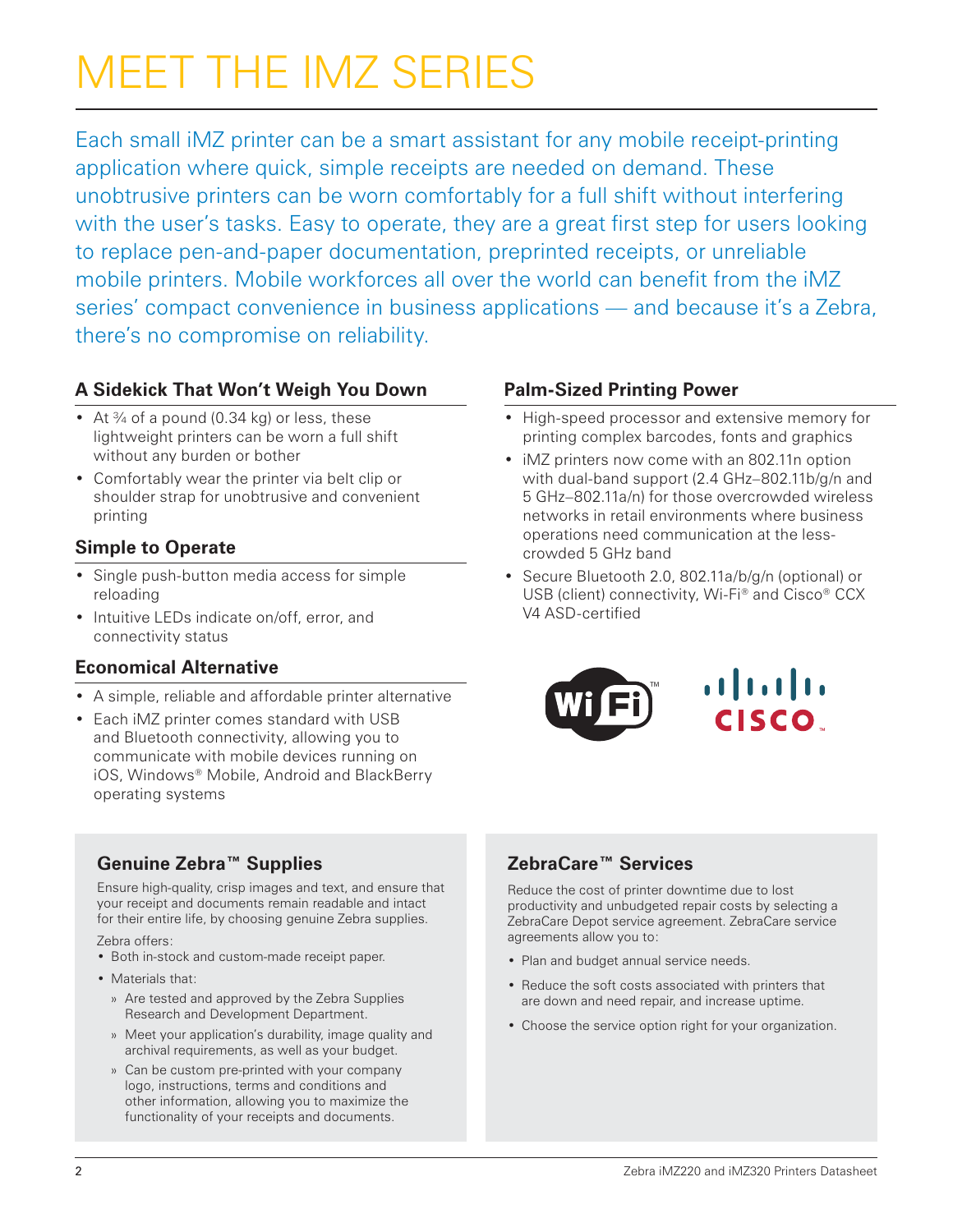# MEET THE IMZ SERIES

Each small iMZ printer can be a smart assistant for any mobile receipt-printing application where quick, simple receipts are needed on demand. These unobtrusive printers can be worn comfortably for a full shift without interfering with the user's tasks. Easy to operate, they are a great first step for users looking to replace pen-and-paper documentation, preprinted receipts, or unreliable mobile printers. Mobile workforces all over the world can benefit from the iMZ series' compact convenience in business applications — and because it's a Zebra, there's no compromise on reliability.

### A Sidekick That Won't Weigh You Down

- At ¾ of a pound (0.34 kg) or less, these lightweight printers can be worn a full shift without any burden or bother
- Comfortably wear the printer via belt clip or shoulder strap for unobtrusive and convenient printing

### Simple to Operate

- Single push-button media access for simple reloading
- Intuitive LEDs indicate on/off, error, and connectivity status

### Economical Alternative

- A simple, reliable and affordable printer alternative
- Each iMZ printer comes standard with USB and Bluetooth connectivity, allowing you to communicate with mobile devices running on iOS, Windows® Mobile, Android and BlackBerry operating systems

### Palm-Sized Printing Power

- High-speed processor and extensive memory for printing complex barcodes, fonts and graphics
- iMZ printers now come with an 802.11n option with dual-band support (2.4 GHz–802.11b/g/n and 5 GHz–802.11a/n) for those overcrowded wireless networks in retail environments where business operations need communication at the less-crowded 5 GHz band
- Secure Bluetooth 2.0, 802.11a/b/g/n (optional) or USB (client) connectivity, Wi-Fi® and Cisco® CCX V4 ASD-certified

### Genuine Zebra™ Supplies

Ensure high-quality, crisp images and text, and ensure that your receipt and documents remain readable and intact for their entire life, by choosing genuine Zebra supplies.

Zebra offers:

- Both in-stock and custom-made receipt paper.
- Materials that:
  - Are tested and approved by the Zebra Supplies Research and Development Department.
  - Meet your application's durability, image quality and archival requirements, as well as your budget.
  - Can be custom pre-printed with your company logo, instructions, terms and conditions and other information, allowing you to maximize the functionality of your receipts and documents.

### ZebraCare™ Services

Reduce the cost of printer downtime due to lost productivity and unbudgeted repair costs by selecting a ZebraCare Depot service agreement. ZebraCare service agreements allow you to:

- Plan and budget annual service needs.
- Reduce the soft costs associated with printers that are down and need repair, and increase uptime.
- Choose the service option right for your organization.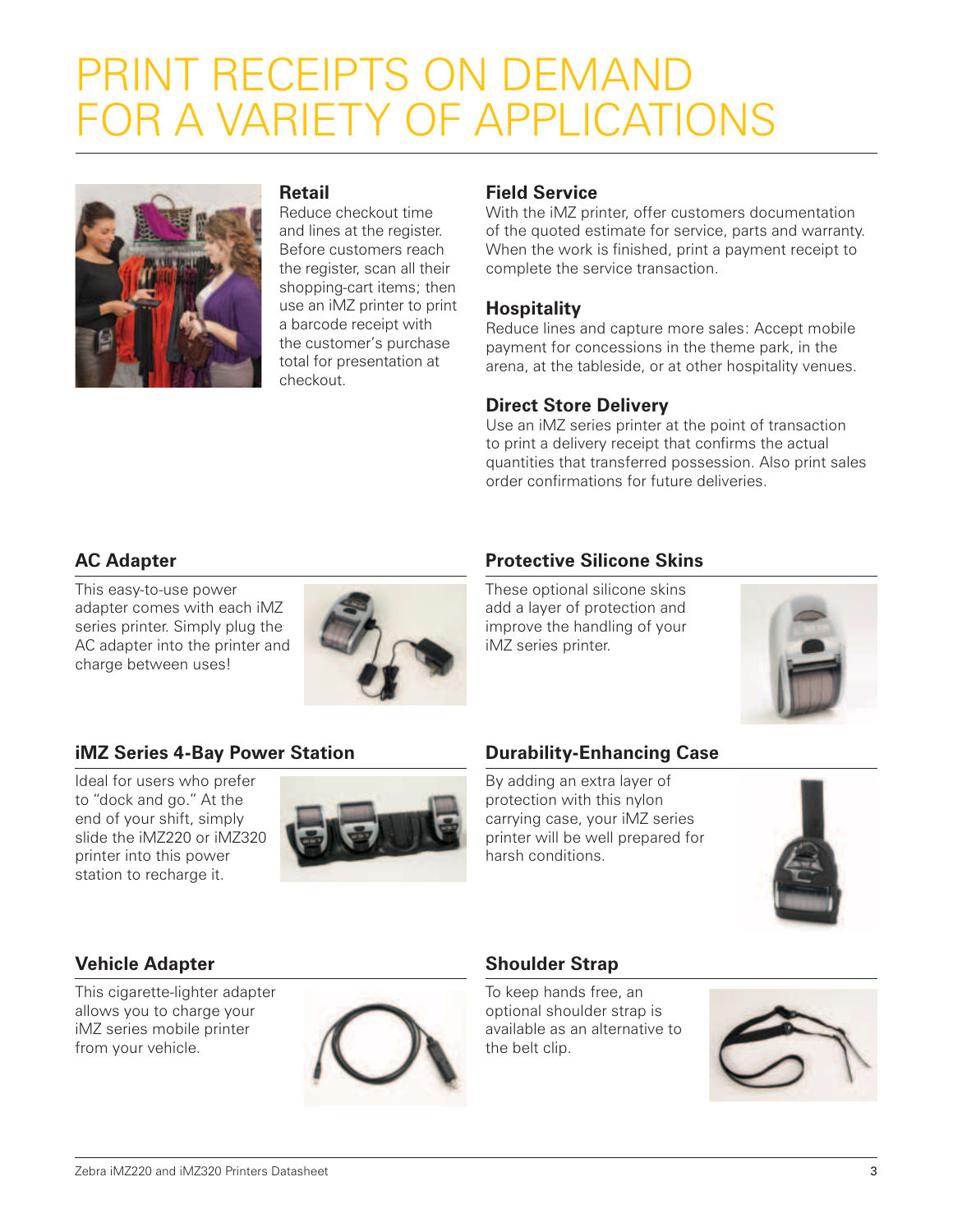# PRINT RECEIPTS ON DEMAND FOR A VARIETY OF APPLICATIONS

### Retail

Reduce checkout time and lines at the register. Before customers reach the register, scan all their shopping-cart items; then use an iMZ printer to print a barcode receipt with the customer's purchase total for presentation at checkout.

### Field Service

With the iMZ printer, offer customers documentation of the quoted estimate for service, parts and warranty. When the work is finished, print a payment receipt to complete the service transaction.

### Hospitality

Reduce lines and capture more sales: Accept mobile payment for concessions in the theme park, in the arena, at the tableside, or at other hospitality venues.

### Direct Store Delivery

Use an iMZ series printer at the point of transaction to print a delivery receipt that confirms the actual quantities that transferred possession. Also print sales order confirmations for future deliveries.

### AC Adapter

This easy-to-use power adapter comes with each iMZ series printer. Simply plug the AC adapter into the printer and charge between uses!

### Protective Silicone Skins

These optional silicone skins add a layer of protection and improve the handling of your iMZ series printer.

### iMZ Series 4-Bay Power Station

Ideal for users who prefer to "dock and go." At the end of your shift, simply slide the iMZ220 or iMZ320 printer into this power station to recharge it.

### Durability-Enhancing Case

By adding an extra layer of protection with this nylon carrying case, your iMZ series printer will be well prepared for harsh conditions.

### Vehicle Adapter

This cigarette-lighter adapter allows you to charge your iMZ series mobile printer from your vehicle.

### Shoulder Strap

To keep hands free, an optional shoulder strap is available as an alternative to the belt clip.